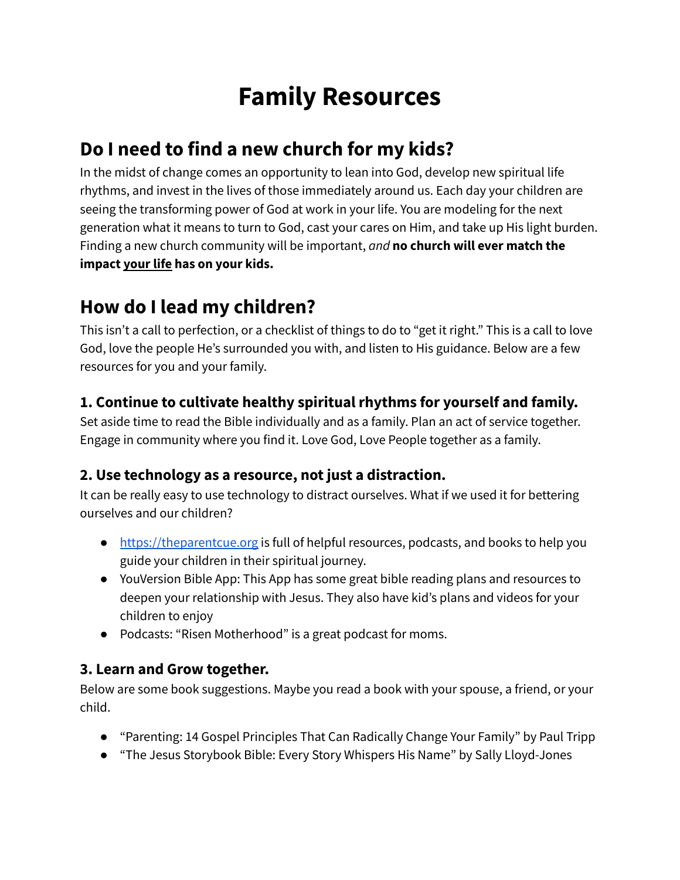# Family Resources

## Do I need to find a new church for my kids?

In the midst of change comes an opportunity to lean into God, develop new spiritual life rhythms, and invest in the lives of those immediately around us. Each day your children are seeing the transforming power of God at work in your life. You are modeling for the next generation what it means to turn to God, cast your cares on Him, and take up His light burden. Finding a new church community will be important, *and* **no church will ever match the impact <u>your life</u> has on your kids.**

## How do I lead my children?

This isn't a call to perfection, or a checklist of things to do to "get it right." This is a call to love God, love the people He's surrounded you with, and listen to His guidance. Below are a few resources for you and your family.

### 1. Continue to cultivate healthy spiritual rhythms for yourself and family.

Set aside time to read the Bible individually and as a family. Plan an act of service together. Engage in community where you find it. Love God, Love People together as a family.

### 2. Use technology as a resource, not just a distraction.

It can be really easy to use technology to distract ourselves. What if we used it for bettering ourselves and our children?

- [https://theparentcue.org](https://theparentcue.org) is full of helpful resources, podcasts, and books to help you guide your children in their spiritual journey.
- YouVersion Bible App: This App has some great bible reading plans and resources to deepen your relationship with Jesus. They also have kid's plans and videos for your children to enjoy
- Podcasts: "Risen Motherhood" is a great podcast for moms.

### 3. Learn and Grow together.

Below are some book suggestions. Maybe you read a book with your spouse, a friend, or your child.

- "Parenting: 14 Gospel Principles That Can Radically Change Your Family" by Paul Tripp
- "The Jesus Storybook Bible: Every Story Whispers His Name" by Sally Lloyd-Jones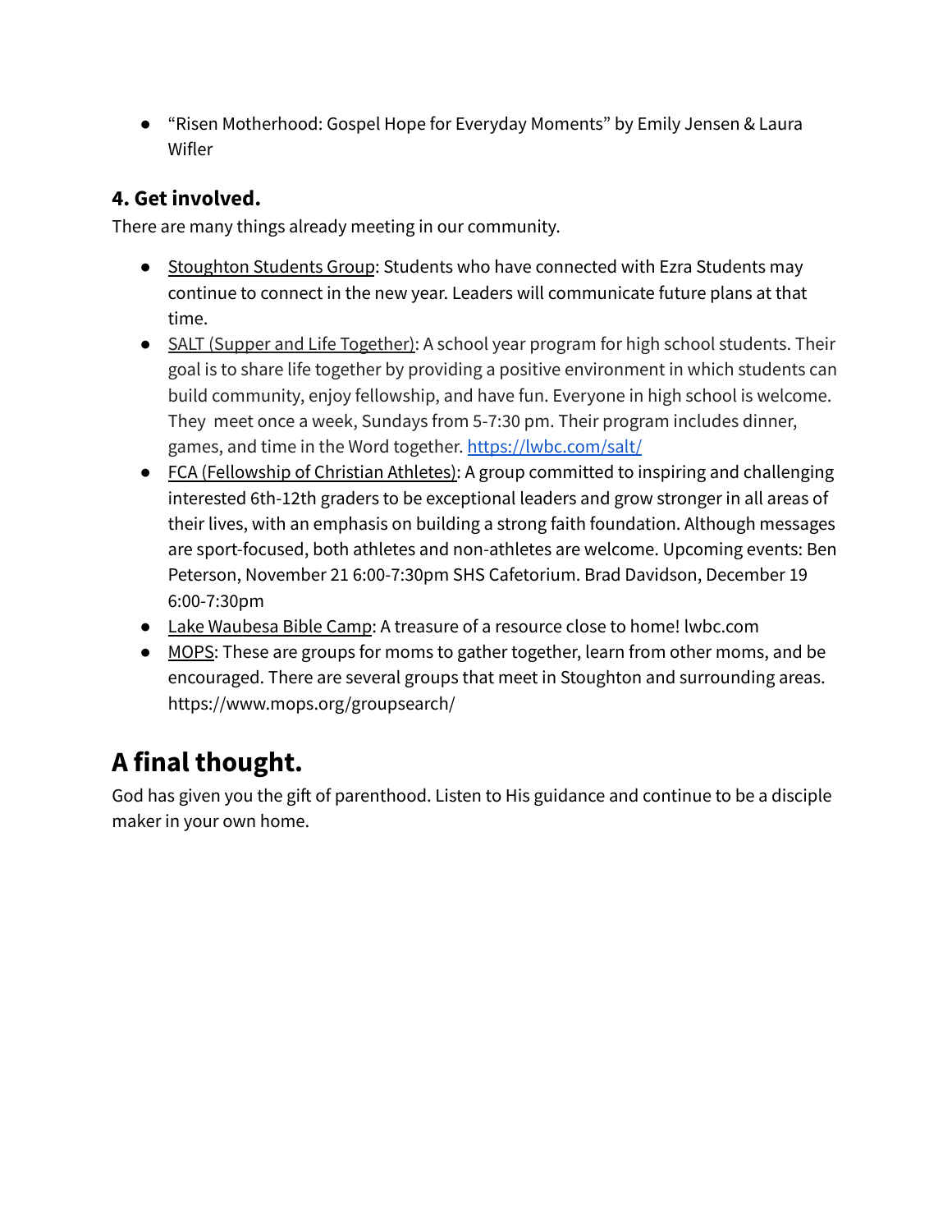- "Risen Motherhood: Gospel Hope for Everyday Moments" by Emily Jensen & Laura Wifler

### 4. Get involved.

There are many things already meeting in our community.

- Stoughton Students Group: Students who have connected with Ezra Students may continue to connect in the new year. Leaders will communicate future plans at that time.
- SALT (Supper and Life Together): A school year program for high school students. Their goal is to share life together by providing a positive environment in which students can build community, enjoy fellowship, and have fun. Everyone in high school is welcome. They meet once a week, Sundays from 5-7:30 pm. Their program includes dinner, games, and time in the Word together. [https://lwbc.com/salt/](https://lwbc.com/salt/)
- FCA (Fellowship of Christian Athletes): A group committed to inspiring and challenging interested 6th-12th graders to be exceptional leaders and grow stronger in all areas of their lives, with an emphasis on building a strong faith foundation. Although messages are sport-focused, both athletes and non-athletes are welcome. Upcoming events: Ben Peterson, November 21 6:00-7:30pm SHS Cafetorium. Brad Davidson, December 19 6:00-7:30pm
- Lake Waubesa Bible Camp: A treasure of a resource close to home! lwbc.com
- MOPS: These are groups for moms to gather together, learn from other moms, and be encouraged. There are several groups that meet in Stoughton and surrounding areas. https://www.mops.org/groupsearch/

## A final thought.

God has given you the gift of parenthood. Listen to His guidance and continue to be a disciple maker in your own home.